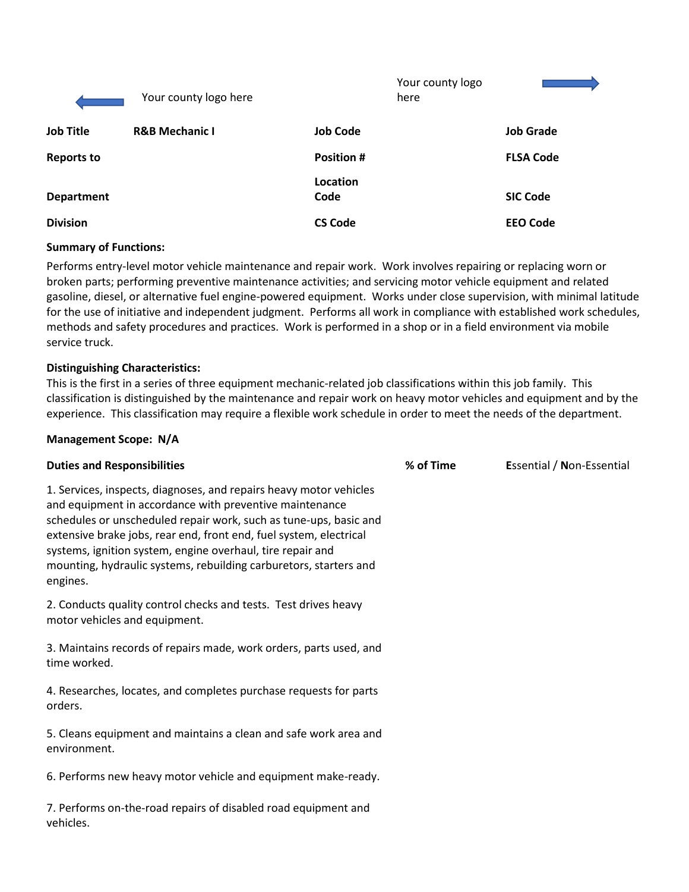Your county logo here

Your county logo here

| Job Title | R&B Mechanic I | Job Code | | Job Grade | |
|---|---|---|---|---|---|
| Reports to | | Position # | | FLSA Code | |
| Department | | Location Code | | SIC Code | |
| Division | | CS Code | | EEO Code | |

**Summary of Functions:**

Performs entry-level motor vehicle maintenance and repair work. Work involves repairing or replacing worn or broken parts; performing preventive maintenance activities; and servicing motor vehicle equipment and related gasoline, diesel, or alternative fuel engine-powered equipment. Works under close supervision, with minimal latitude for the use of initiative and independent judgment. Performs all work in compliance with established work schedules, methods and safety procedures and practices. Work is performed in a shop or in a field environment via mobile service truck.

**Distinguishing Characteristics:**

This is the first in a series of three equipment mechanic-related job classifications within this job family. This classification is distinguished by the maintenance and repair work on heavy motor vehicles and equipment and by the experience. This classification may require a flexible work schedule in order to meet the needs of the department.

**Management Scope: N/A**

| **Duties and Responsibilities** | **% of Time** | **E**ssential / **N**on-Essential |
|---|---|---|
| 1. Services, inspects, diagnoses, and repairs heavy motor vehicles and equipment in accordance with preventive maintenance schedules or unscheduled repair work, such as tune-ups, basic and extensive brake jobs, rear end, front end, fuel system, electrical systems, ignition system, engine overhaul, tire repair and mounting, hydraulic systems, rebuilding carburetors, starters and engines. | | |
| 2. Conducts quality control checks and tests. Test drives heavy motor vehicles and equipment. | | |
| 3. Maintains records of repairs made, work orders, parts used, and time worked. | | |
| 4. Researches, locates, and completes purchase requests for parts orders. | | |
| 5. Cleans equipment and maintains a clean and safe work area and environment. | | |
| 6. Performs new heavy motor vehicle and equipment make-ready. | | |
| 7. Performs on-the-road repairs of disabled road equipment and vehicles. | | |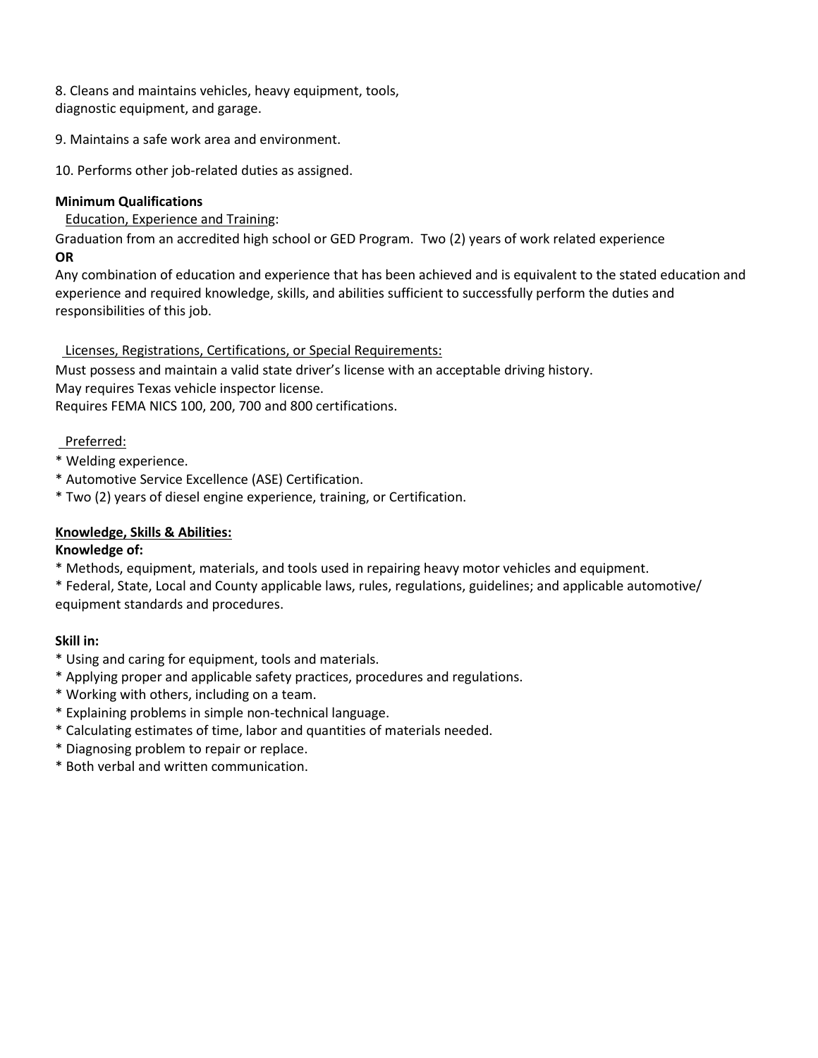8. Cleans and maintains vehicles, heavy equipment, tools, diagnostic equipment, and garage.

9. Maintains a safe work area and environment.

10. Performs other job-related duties as assigned.

**Minimum Qualifications**

Education, Experience and Training:

Graduation from an accredited high school or GED Program. Two (2) years of work related experience

**OR**

Any combination of education and experience that has been achieved and is equivalent to the stated education and experience and required knowledge, skills, and abilities sufficient to successfully perform the duties and responsibilities of this job.

Licenses, Registrations, Certifications, or Special Requirements:

Must possess and maintain a valid state driver's license with an acceptable driving history.
May requires Texas vehicle inspector license.
Requires FEMA NICS 100, 200, 700 and 800 certifications.

Preferred:

* Welding experience.
* Automotive Service Excellence (ASE) Certification.
* Two (2) years of diesel engine experience, training, or Certification.

**Knowledge, Skills & Abilities:**

**Knowledge of:**

* Methods, equipment, materials, and tools used in repairing heavy motor vehicles and equipment.
* Federal, State, Local and County applicable laws, rules, regulations, guidelines; and applicable automotive/ equipment standards and procedures.

**Skill in:**

* Using and caring for equipment, tools and materials.
* Applying proper and applicable safety practices, procedures and regulations.
* Working with others, including on a team.
* Explaining problems in simple non-technical language.
* Calculating estimates of time, labor and quantities of materials needed.
* Diagnosing problem to repair or replace.
* Both verbal and written communication.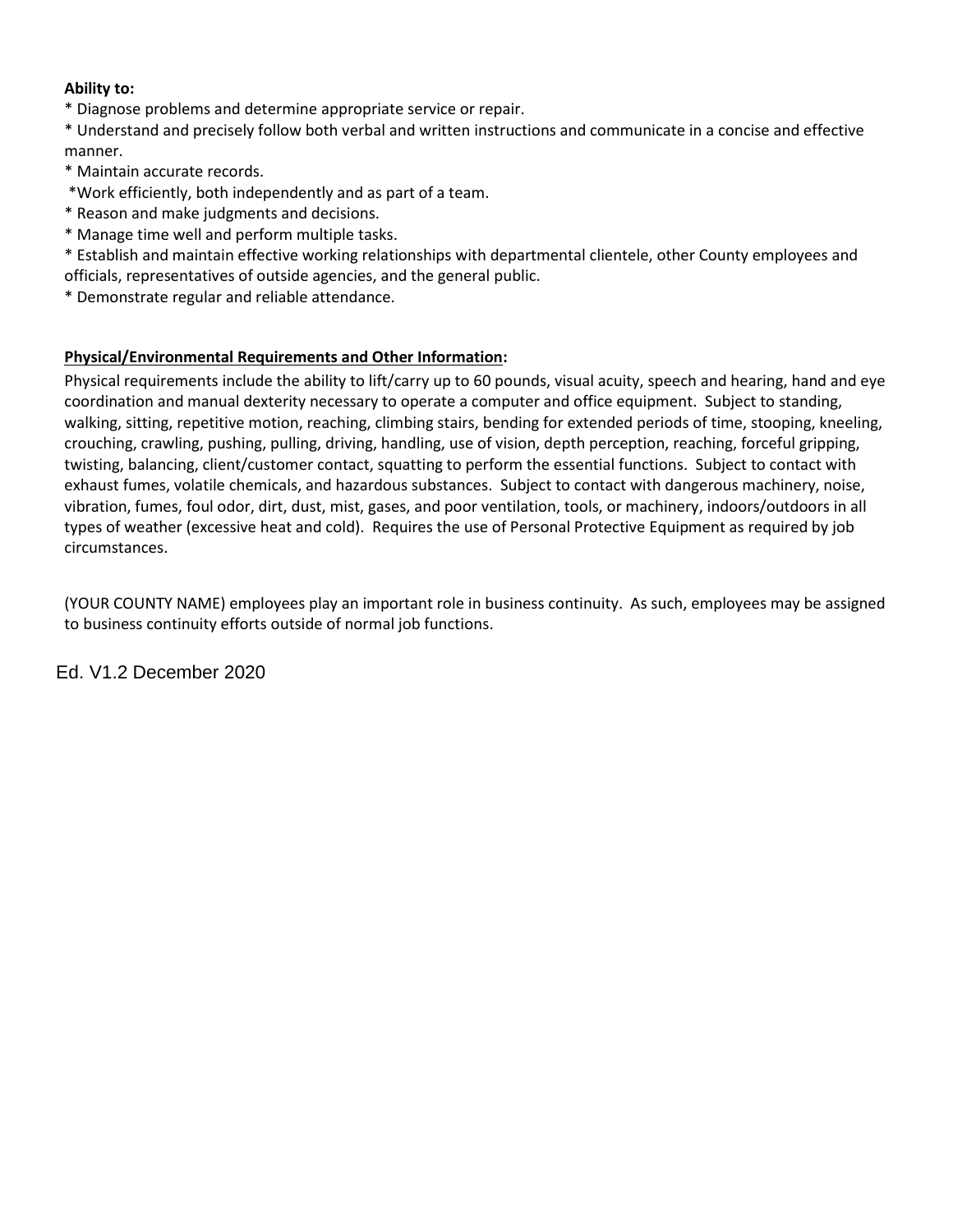**Ability to:**

* Diagnose problems and determine appropriate service or repair.
* Understand and precisely follow both verbal and written instructions and communicate in a concise and effective manner.
* Maintain accurate records.
*Work efficiently, both independently and as part of a team.
* Reason and make judgments and decisions.
* Manage time well and perform multiple tasks.
* Establish and maintain effective working relationships with departmental clientele, other County employees and officials, representatives of outside agencies, and the general public.
* Demonstrate regular and reliable attendance.

**Physical/Environmental Requirements and Other Information:**

Physical requirements include the ability to lift/carry up to 60 pounds, visual acuity, speech and hearing, hand and eye coordination and manual dexterity necessary to operate a computer and office equipment. Subject to standing, walking, sitting, repetitive motion, reaching, climbing stairs, bending for extended periods of time, stooping, kneeling, crouching, crawling, pushing, pulling, driving, handling, use of vision, depth perception, reaching, forceful gripping, twisting, balancing, client/customer contact, squatting to perform the essential functions. Subject to contact with exhaust fumes, volatile chemicals, and hazardous substances. Subject to contact with dangerous machinery, noise, vibration, fumes, foul odor, dirt, dust, mist, gases, and poor ventilation, tools, or machinery, indoors/outdoors in all types of weather (excessive heat and cold). Requires the use of Personal Protective Equipment as required by job circumstances.

(YOUR COUNTY NAME) employees play an important role in business continuity. As such, employees may be assigned to business continuity efforts outside of normal job functions.

Ed. V1.2 December 2020